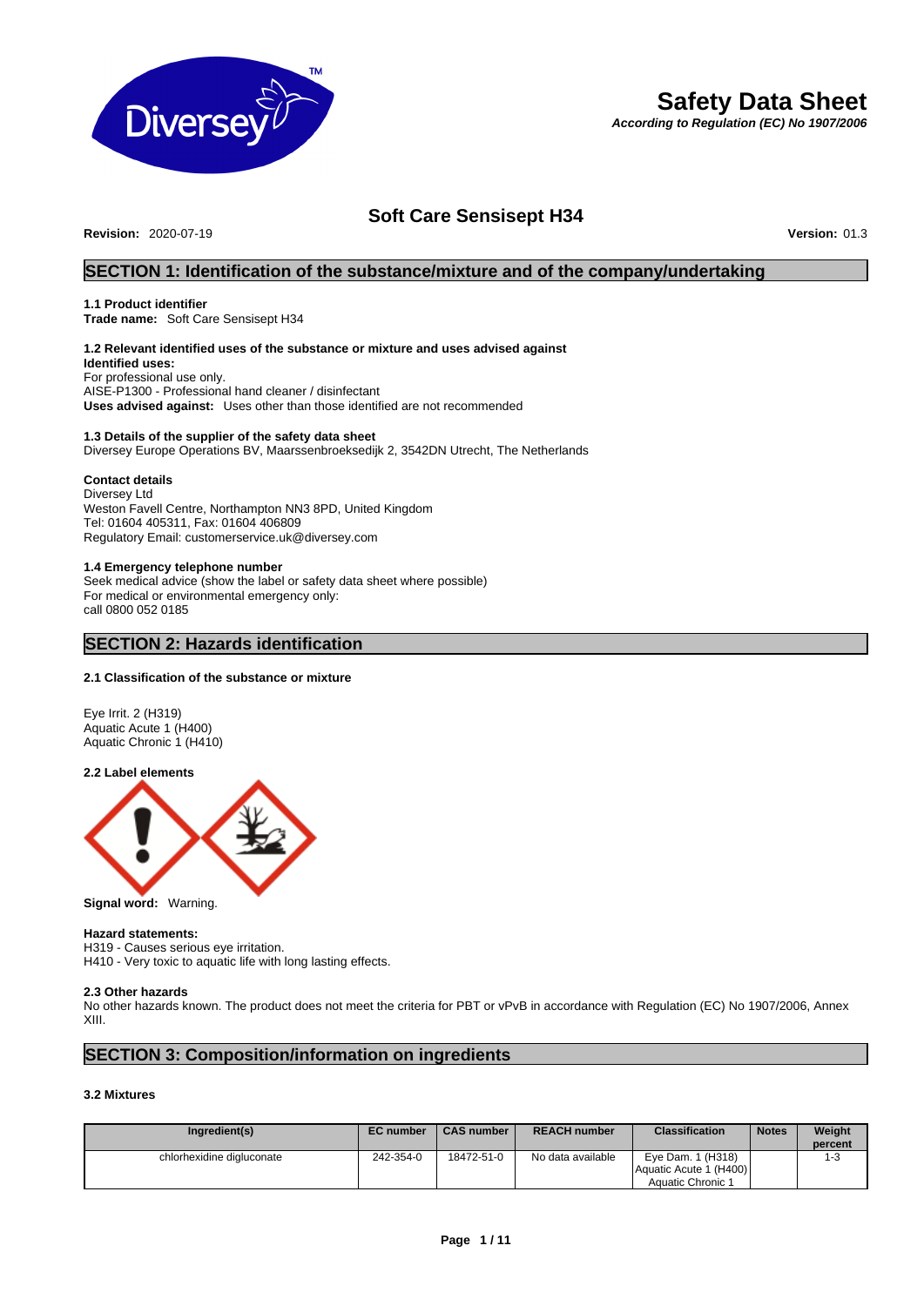# Safety Data Sheet

***According to Regulation (EC) No 1907/2006***

## Soft Care Sensisept H34

**Revision:** 2020-07-19 **Version:** 01.3

## SECTION 1: Identification of the substance/mixture and of the company/undertaking

### 1.1 Product identifier

**Trade name:** Soft Care Sensisept H34

### 1.2 Relevant identified uses of the substance or mixture and uses advised against

**Identified uses:**
For professional use only.
AISE-P1300 - Professional hand cleaner / disinfectant
**Uses advised against:** Uses other than those identified are not recommended

### 1.3 Details of the supplier of the safety data sheet

Diversey Europe Operations BV, Maarssenbroeksedijk 2, 3542DN Utrecht, The Netherlands

**Contact details**
Diversey Ltd
Weston Favell Centre, Northampton NN3 8PD, United Kingdom
Tel: 01604 405311, Fax: 01604 406809
Regulatory Email: customerservice.uk@diversey.com

### 1.4 Emergency telephone number

Seek medical advice (show the label or safety data sheet where possible)
For medical or environmental emergency only:
call 0800 052 0185

## SECTION 2: Hazards identification

### 2.1 Classification of the substance or mixture

Eye Irrit. 2 (H319)
Aquatic Acute 1 (H400)
Aquatic Chronic 1 (H410)

### 2.2 Label elements

**Signal word:** Warning.

**Hazard statements:**
H319 - Causes serious eye irritation.
H410 - Very toxic to aquatic life with long lasting effects.

### 2.3 Other hazards

No other hazards known. The product does not meet the criteria for PBT or vPvB in accordance with Regulation (EC) No 1907/2006, Annex XIII.

## SECTION 3: Composition/information on ingredients

### 3.2 Mixtures

| Ingredient(s) | EC number | CAS number | REACH number | Classification | Notes | Weight percent |
|---|---|---|---|---|---|---|
| chlorhexidine digluconate | 242-354-0 | 18472-51-0 | No data available | Eye Dam. 1 (H318) Aquatic Acute 1 (H400) Aquatic Chronic 1 | | 1-3 |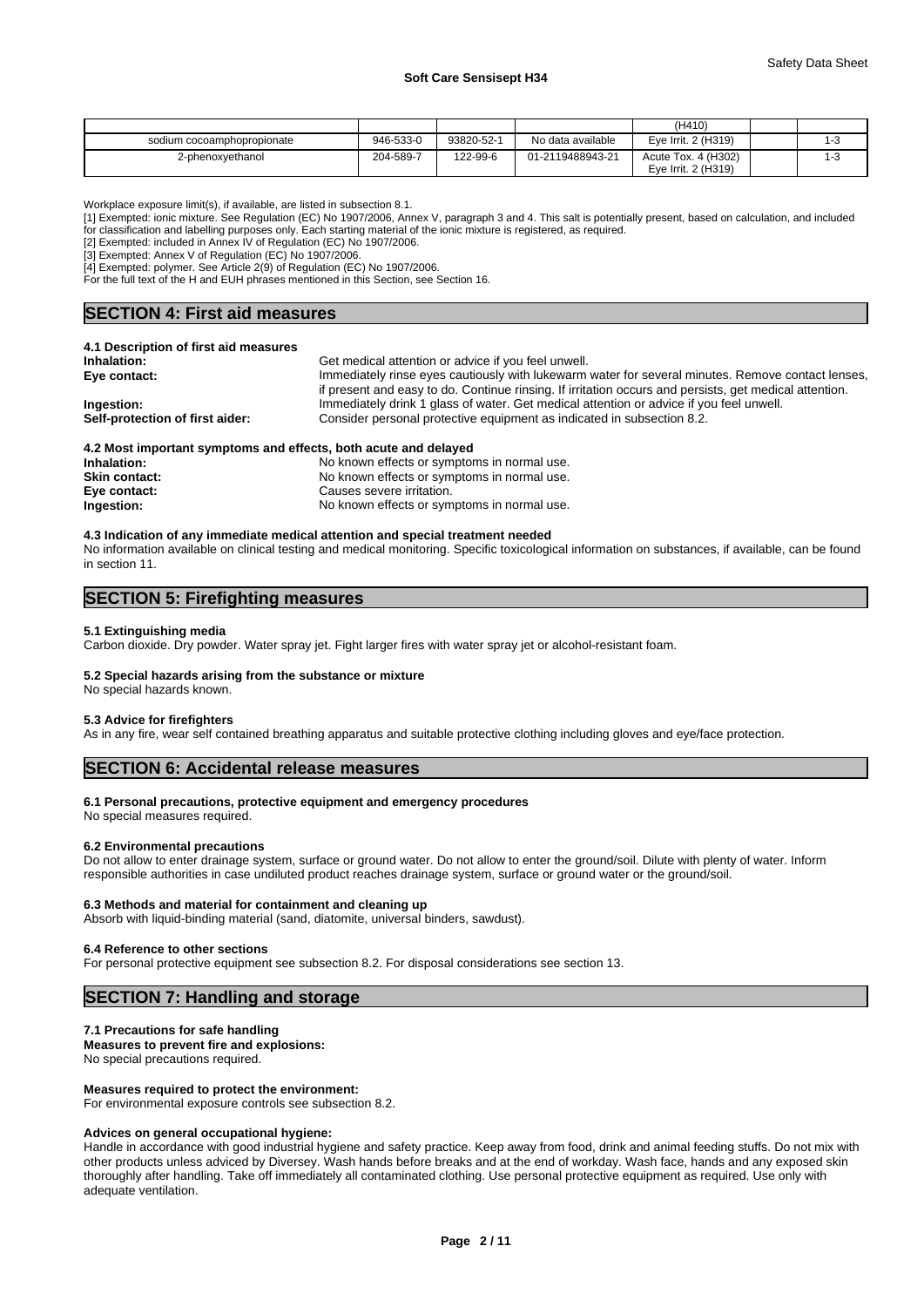|  |  |  |  | (H410) |  |  |
|---|---|---|---|---|---|---|
| sodium cocoamphopropionate | 946-533-0 | 93820-52-1 | No data available | Eye Irrit. 2 (H319) |  | 1-3 |
| 2-phenoxyethanol | 204-589-7 | 122-99-6 | 01-2119488943-21 | Acute Tox. 4 (H302) Eye Irrit. 2 (H319) |  | 1-3 |

Workplace exposure limit(s), if available, are listed in subsection 8.1.

[1] Exempted: ionic mixture. See Regulation (EC) No 1907/2006, Annex V, paragraph 3 and 4. This salt is potentially present, based on calculation, and included for classification and labelling purposes only. Each starting material of the ionic mixture is registered, as required.

[2] Exempted: included in Annex IV of Regulation (EC) No 1907/2006.

[3] Exempted: Annex V of Regulation (EC) No 1907/2006.

[4] Exempted: polymer. See Article 2(9) of Regulation (EC) No 1907/2006.

For the full text of the H and EUH phrases mentioned in this Section, see Section 16.

## SECTION 4: First aid measures

### 4.1 Description of first aid measures

**Inhalation:** Get medical attention or advice if you feel unwell.

**Eye contact:** Immediately rinse eyes cautiously with lukewarm water for several minutes. Remove contact lenses, if present and easy to do. Continue rinsing. If irritation occurs and persists, get medical attention.

**Ingestion:** Immediately drink 1 glass of water. Get medical attention or advice if you feel unwell.

**Self-protection of first aider:** Consider personal protective equipment as indicated in subsection 8.2.

### 4.2 Most important symptoms and effects, both acute and delayed

**Inhalation:** No known effects or symptoms in normal use.

**Skin contact:** No known effects or symptoms in normal use.

**Eye contact:** Causes severe irritation.

**Ingestion:** No known effects or symptoms in normal use.

### 4.3 Indication of any immediate medical attention and special treatment needed

No information available on clinical testing and medical monitoring. Specific toxicological information on substances, if available, can be found in section 11.

## SECTION 5: Firefighting measures

### 5.1 Extinguishing media

Carbon dioxide. Dry powder. Water spray jet. Fight larger fires with water spray jet or alcohol-resistant foam.

### 5.2 Special hazards arising from the substance or mixture

No special hazards known.

### 5.3 Advice for firefighters

As in any fire, wear self contained breathing apparatus and suitable protective clothing including gloves and eye/face protection.

## SECTION 6: Accidental release measures

### 6.1 Personal precautions, protective equipment and emergency procedures

No special measures required.

### 6.2 Environmental precautions

Do not allow to enter drainage system, surface or ground water. Do not allow to enter the ground/soil. Dilute with plenty of water. Inform responsible authorities in case undiluted product reaches drainage system, surface or ground water or the ground/soil.

### 6.3 Methods and material for containment and cleaning up

Absorb with liquid-binding material (sand, diatomite, universal binders, sawdust).

### 6.4 Reference to other sections

For personal protective equipment see subsection 8.2. For disposal considerations see section 13.

## SECTION 7: Handling and storage

### 7.1 Precautions for safe handling

**Measures to prevent fire and explosions:**

No special precautions required.

**Measures required to protect the environment:**

For environmental exposure controls see subsection 8.2.

**Advices on general occupational hygiene:**

Handle in accordance with good industrial hygiene and safety practice. Keep away from food, drink and animal feeding stuffs. Do not mix with other products unless adviced by Diversey. Wash hands before breaks and at the end of workday. Wash face, hands and any exposed skin thoroughly after handling. Take off immediately all contaminated clothing. Use personal protective equipment as required. Use only with adequate ventilation.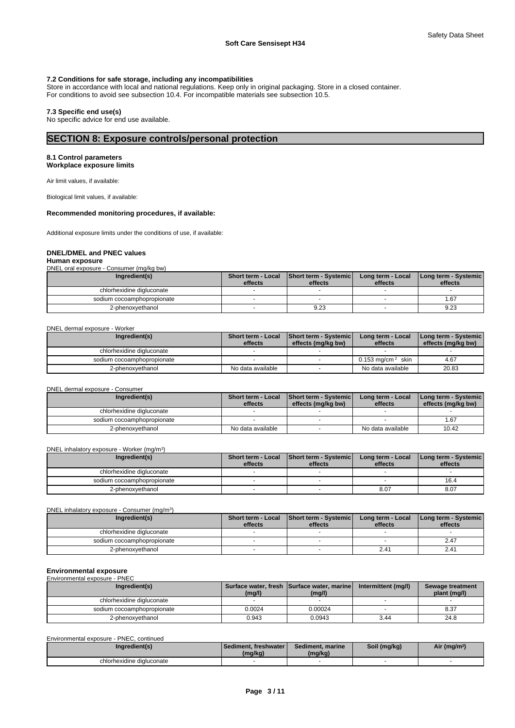### 7.2 Conditions for safe storage, including any incompatibilities

Store in accordance with local and national regulations. Keep only in original packaging. Store in a closed container.
For conditions to avoid see subsection 10.4. For incompatible materials see subsection 10.5.

### 7.3 Specific end use(s)

No specific advice for end use available.

## SECTION 8: Exposure controls/personal protection

### 8.1 Control parameters

**Workplace exposure limits**

Air limit values, if available:

Biological limit values, if available:

**Recommended monitoring procedures, if available:**

Additional exposure limits under the conditions of use, if available:

### DNEL/DMEL and PNEC values

**Human exposure**

DNEL oral exposure - Consumer (mg/kg bw)

| Ingredient(s) | Short term - Local effects | Short term - Systemic effects | Long term - Local effects | Long term - Systemic effects |
|---|---|---|---|---|
| chlorhexidine digluconate | - | - | - | - |
| sodium cocoamphopropionate | - | - | - | 1.67 |
| 2-phenoxyethanol | - | 9.23 | - | 9.23 |

DNEL dermal exposure - Worker

| Ingredient(s) | Short term - Local effects | Short term - Systemic effects (mg/kg bw) | Long term - Local effects | Long term - Systemic effects (mg/kg bw) |
|---|---|---|---|---|
| chlorhexidine digluconate | - | - | - | - |
| sodium cocoamphopropionate | - | - | 0.153 mg/cm² skin | 4.67 |
| 2-phenoxyethanol | No data available | - | No data available | 20.83 |

DNEL dermal exposure - Consumer

| Ingredient(s) | Short term - Local effects | Short term - Systemic effects (mg/kg bw) | Long term - Local effects | Long term - Systemic effects (mg/kg bw) |
|---|---|---|---|---|
| chlorhexidine digluconate | - | - | - | - |
| sodium cocoamphopropionate | - | - | - | 1.67 |
| 2-phenoxyethanol | No data available | - | No data available | 10.42 |

DNEL inhalatory exposure - Worker (mg/m³)

| Ingredient(s) | Short term - Local effects | Short term - Systemic effects | Long term - Local effects | Long term - Systemic effects |
|---|---|---|---|---|
| chlorhexidine digluconate | - | - | - | - |
| sodium cocoamphopropionate | - | - | - | 16.4 |
| 2-phenoxyethanol | - | - | 8.07 | 8.07 |

DNEL inhalatory exposure - Consumer (mg/m³)

| Ingredient(s) | Short term - Local effects | Short term - Systemic effects | Long term - Local effects | Long term - Systemic effects |
|---|---|---|---|---|
| chlorhexidine digluconate | - | - | - | - |
| sodium cocoamphopropionate | - | - | - | 2.47 |
| 2-phenoxyethanol | - | - | 2.41 | 2.41 |

**Environmental exposure**

Environmental exposure - PNEC

| Ingredient(s) | Surface water, fresh (mg/l) | Surface water, marine (mg/l) | Intermittent (mg/l) | Sewage treatment plant (mg/l) |
|---|---|---|---|---|
| chlorhexidine digluconate | - | - | - | - |
| sodium cocoamphopropionate | 0.0024 | 0.00024 | - | 8.37 |
| 2-phenoxyethanol | 0.943 | 0.0943 | 3.44 | 24.8 |

Environmental exposure - PNEC, continued

| Ingredient(s) | Sediment, freshwater (mg/kg) | Sediment, marine (mg/kg) | Soil (mg/kg) | Air (mg/m³) |
|---|---|---|---|---|
| chlorhexidine digluconate | - | - | - | - |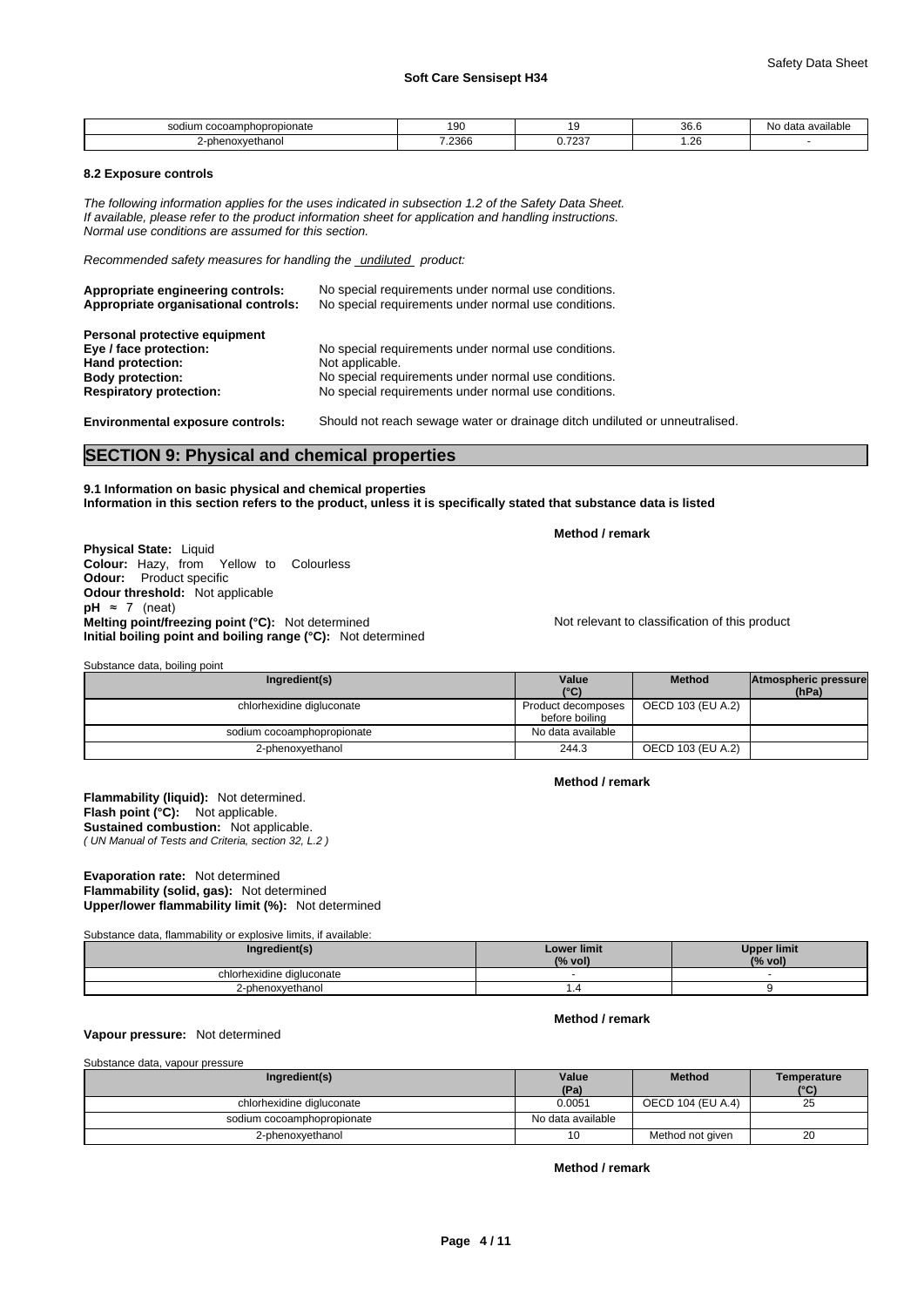| sodium cocoamphopropionate | 190 | 19 | 36.6 | No data available |
|---|---|---|---|---|
| 2-phenoxyethanol | 7.2366 | 0.7237 | 1.26 | - |

### 8.2 Exposure controls

*The following information applies for the uses indicated in subsection 1.2 of the Safety Data Sheet.*
*If available, please refer to the product information sheet for application and handling instructions.*
*Normal use conditions are assumed for this section.*

*Recommended safety measures for handling the undiluted product:*

**Appropriate engineering controls:** No special requirements under normal use conditions.
**Appropriate organisational controls:** No special requirements under normal use conditions.

**Personal protective equipment**
**Eye / face protection:** No special requirements under normal use conditions.
**Hand protection:** Not applicable.
**Body protection:** No special requirements under normal use conditions.
**Respiratory protection:** No special requirements under normal use conditions.

**Environmental exposure controls:** Should not reach sewage water or drainage ditch undiluted or unneutralised.

## SECTION 9: Physical and chemical properties

**9.1 Information on basic physical and chemical properties**
**Information in this section refers to the product, unless it is specifically stated that substance data is listed**

**Method / remark**

**Physical State:** Liquid
**Colour:** Hazy, from Yellow to Colourless
**Odour:** Product specific
**Odour threshold:** Not applicable
**pH** ≈ 7 (neat)
**Melting point/freezing point (°C):** Not determined — Not relevant to classification of this product
**Initial boiling point and boiling range (°C):** Not determined

Substance data, boiling point

| Ingredient(s) | Value (°C) | Method | Atmospheric pressure (hPa) |
|---|---|---|---|
| chlorhexidine digluconate | Product decomposes before boiling | OECD 103 (EU A.2) | |
| sodium cocoamphopropionate | No data available | | |
| 2-phenoxyethanol | 244.3 | OECD 103 (EU A.2) | |

**Method / remark**

**Flammability (liquid):** Not determined.
**Flash point (°C):** Not applicable.
**Sustained combustion:** Not applicable.
*( UN Manual of Tests and Criteria, section 32, L.2 )*

**Evaporation rate:** Not determined
**Flammability (solid, gas):** Not determined
**Upper/lower flammability limit (%):** Not determined

Substance data, flammability or explosive limits, if available:

| Ingredient(s) | Lower limit (% vol) | Upper limit (% vol) |
|---|---|---|
| chlorhexidine digluconate | - | - |
| 2-phenoxyethanol | 1.4 | 9 |

**Method / remark**

**Vapour pressure:** Not determined

Substance data, vapour pressure

| Ingredient(s) | Value (Pa) | Method | Temperature (°C) |
|---|---|---|---|
| chlorhexidine digluconate | 0.0051 | OECD 104 (EU A.4) | 25 |
| sodium cocoamphopropionate | No data available | | |
| 2-phenoxyethanol | 10 | Method not given | 20 |

**Method / remark**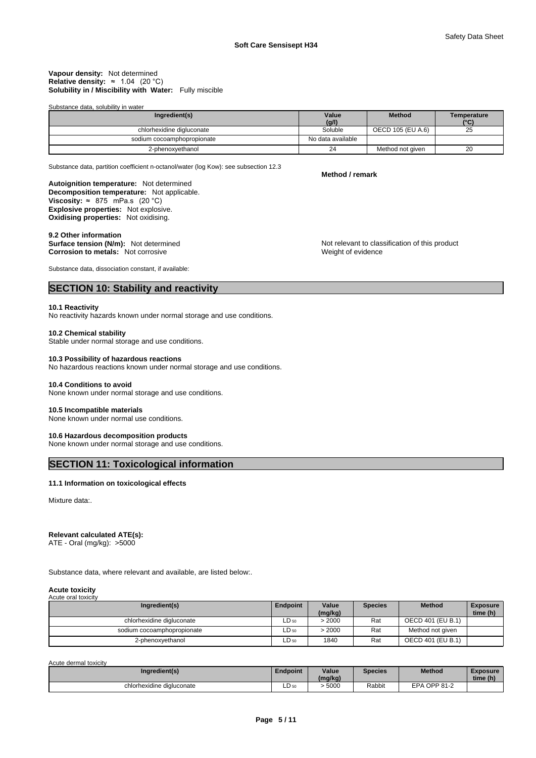**Vapour density:** Not determined
**Relative density:** ≈ 1.04 (20 °C)
**Solubility in / Miscibility with Water:** Fully miscible

Substance data, solubility in water

| Ingredient(s) | Value (g/l) | Method | Temperature (°C) |
|---|---|---|---|
| chlorhexidine digluconate | Soluble | OECD 105 (EU A.6) | 25 |
| sodium cocoamphopropionate | No data available | | |
| 2-phenoxyethanol | 24 | Method not given | 20 |

Substance data, partition coefficient n-octanol/water (log Kow): see subsection 12.3

**Method / remark**

**Autoignition temperature:** Not determined
**Decomposition temperature:** Not applicable.
**Viscosity:** ≈ 875 mPa.s (20 °C)
**Explosive properties:** Not explosive.
**Oxidising properties:** Not oxidising.

**9.2 Other information**
**Surface tension (N/m):** Not determined — Not relevant to classification of this product
**Corrosion to metals:** Not corrosive — Weight of evidence

Substance data, dissociation constant, if available:

## SECTION 10: Stability and reactivity

**10.1 Reactivity**
No reactivity hazards known under normal storage and use conditions.

**10.2 Chemical stability**
Stable under normal storage and use conditions.

**10.3 Possibility of hazardous reactions**
No hazardous reactions known under normal storage and use conditions.

**10.4 Conditions to avoid**
None known under normal storage and use conditions.

**10.5 Incompatible materials**
None known under normal use conditions.

**10.6 Hazardous decomposition products**
None known under normal storage and use conditions.

## SECTION 11: Toxicological information

**11.1 Information on toxicological effects**

Mixture data:.

**Relevant calculated ATE(s):**
ATE - Oral (mg/kg): >5000

Substance data, where relevant and available, are listed below:.

**Acute toxicity**
Acute oral toxicity

| Ingredient(s) | Endpoint | Value (mg/kg) | Species | Method | Exposure time (h) |
|---|---|---|---|---|---|
| chlorhexidine digluconate | $LD_{50}$ | > 2000 | Rat | OECD 401 (EU B.1) | |
| sodium cocoamphopropionate | $LD_{50}$ | > 2000 | Rat | Method not given | |
| 2-phenoxyethanol | $LD_{50}$ | 1840 | Rat | OECD 401 (EU B.1) | |

Acute dermal toxicity

| Ingredient(s) | Endpoint | Value (mg/kg) | Species | Method | Exposure time (h) |
|---|---|---|---|---|---|
| chlorhexidine digluconate | $LD_{50}$ | > 5000 | Rabbit | EPA OPP 81-2 | |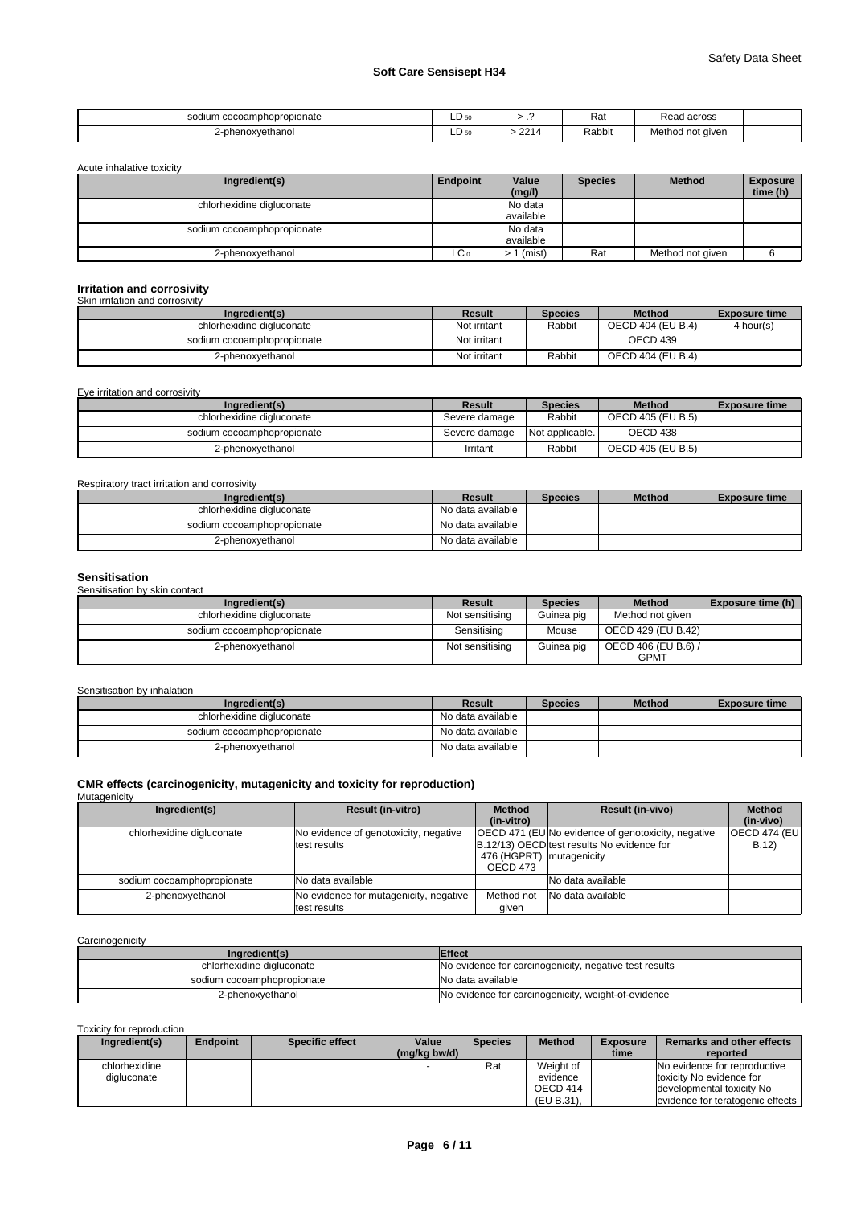| | | | | | |
|---|---|---|---|---|---|
| sodium cocoamphopropionate | $LD_{50}$ | > .? | Rat | Read across | |
| 2-phenoxyethanol | $LD_{50}$ | > 2214 | Rabbit | Method not given | |

Acute inhalative toxicity

| Ingredient(s) | Endpoint | Value (mg/l) | Species | Method | Exposure time (h) |
|---|---|---|---|---|---|
| chlorhexidine digluconate | | No data available | | | |
| sodium cocoamphopropionate | | No data available | | | |
| 2-phenoxyethanol | $LC_0$ | > 1 (mist) | Rat | Method not given | 6 |

### Irritation and corrosivity

Skin irritation and corrosivity

| Ingredient(s) | Result | Species | Method | Exposure time |
|---|---|---|---|---|
| chlorhexidine digluconate | Not irritant | Rabbit | OECD 404 (EU B.4) | 4 hour(s) |
| sodium cocoamphopropionate | Not irritant | | OECD 439 | |
| 2-phenoxyethanol | Not irritant | Rabbit | OECD 404 (EU B.4) | |

Eye irritation and corrosivity

| Ingredient(s) | Result | Species | Method | Exposure time |
|---|---|---|---|---|
| chlorhexidine digluconate | Severe damage | Rabbit | OECD 405 (EU B.5) | |
| sodium cocoamphopropionate | Severe damage | Not applicable. | OECD 438 | |
| 2-phenoxyethanol | Irritant | Rabbit | OECD 405 (EU B.5) | |

Respiratory tract irritation and corrosivity

| Ingredient(s) | Result | Species | Method | Exposure time |
|---|---|---|---|---|
| chlorhexidine digluconate | No data available | | | |
| sodium cocoamphopropionate | No data available | | | |
| 2-phenoxyethanol | No data available | | | |

### Sensitisation

Sensitisation by skin contact

| Ingredient(s) | Result | Species | Method | Exposure time (h) |
|---|---|---|---|---|
| chlorhexidine digluconate | Not sensitising | Guinea pig | Method not given | |
| sodium cocoamphopropionate | Sensitising | Mouse | OECD 429 (EU B.42) | |
| 2-phenoxyethanol | Not sensitising | Guinea pig | OECD 406 (EU B.6) / GPMT | |

Sensitisation by inhalation

| Ingredient(s) | Result | Species | Method | Exposure time |
|---|---|---|---|---|
| chlorhexidine digluconate | No data available | | | |
| sodium cocoamphopropionate | No data available | | | |
| 2-phenoxyethanol | No data available | | | |

### CMR effects (carcinogenicity, mutagenicity and toxicity for reproduction)

Mutagenicity

| Ingredient(s) | Result (in-vitro) | Method (in-vitro) | Result (in-vivo) | Method (in-vivo) |
|---|---|---|---|---|
| chlorhexidine digluconate | No evidence of genotoxicity, negative test results | OECD 471 (EU B.12/13) OECD 476 (HGPRT) OECD 473 | No evidence of genotoxicity, negative test results No evidence for mutagenicity | OECD 474 (EU B.12) |
| sodium cocoamphopropionate | No data available | | No data available | |
| 2-phenoxyethanol | No evidence for mutagenicity, negative test results | Method not given | No data available | |

Carcinogenicity

| Ingredient(s) | Effect |
|---|---|
| chlorhexidine digluconate | No evidence for carcinogenicity, negative test results |
| sodium cocoamphopropionate | No data available |
| 2-phenoxyethanol | No evidence for carcinogenicity, weight-of-evidence |

Toxicity for reproduction

| Ingredient(s) | Endpoint | Specific effect | Value (mg/kg bw/d) | Species | Method | Exposure time | Remarks and other effects reported |
|---|---|---|---|---|---|---|---|
| chlorhexidine digluconate | | | - | Rat | Weight of evidence OECD 414 (EU B.31), | | No evidence for reproductive toxicity No evidence for developmental toxicity No evidence for teratogenic effects |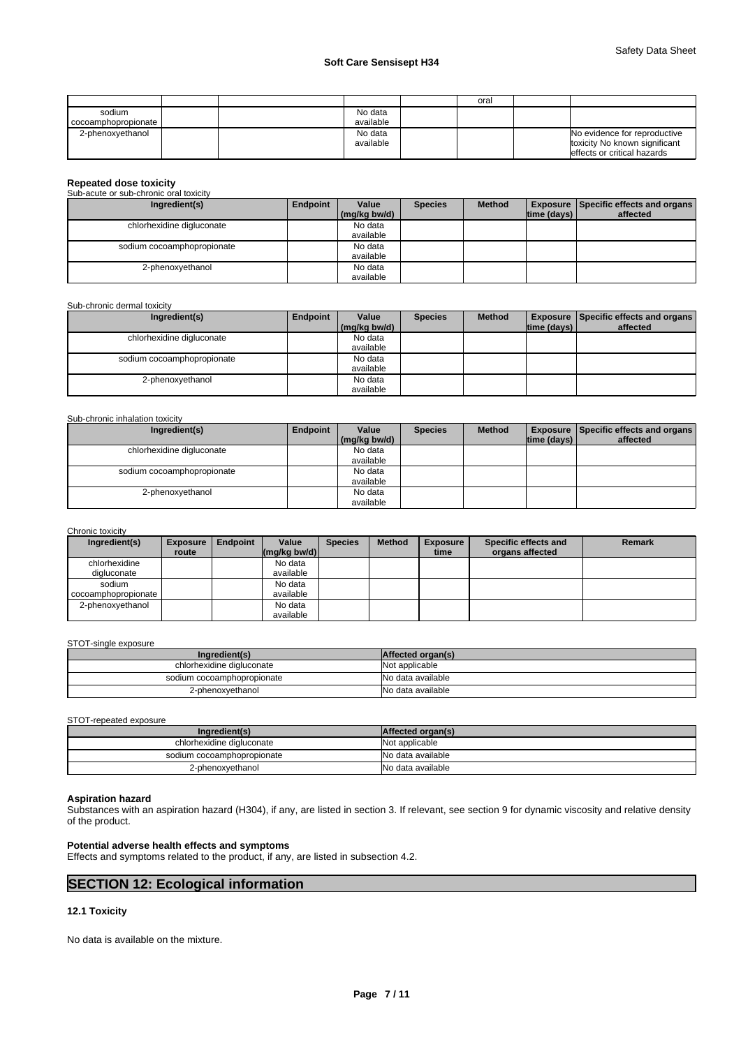| | | | | | oral | | |
|---|---|---|---|---|---|---|---|
| sodium cocoamphopropionate | | | No data available | | | | |
| 2-phenoxyethanol | | | No data available | | | | No evidence for reproductive toxicity No known significant effects or critical hazards |

**Repeated dose toxicity**

Sub-acute or sub-chronic oral toxicity

| Ingredient(s) | Endpoint | Value (mg/kg bw/d) | Species | Method | Exposure time (days) | Specific effects and organs affected |
|---|---|---|---|---|---|---|
| chlorhexidine digluconate | | No data available | | | | |
| sodium cocoamphopropionate | | No data available | | | | |
| 2-phenoxyethanol | | No data available | | | | |

Sub-chronic dermal toxicity

| Ingredient(s) | Endpoint | Value (mg/kg bw/d) | Species | Method | Exposure time (days) | Specific effects and organs affected |
|---|---|---|---|---|---|---|
| chlorhexidine digluconate | | No data available | | | | |
| sodium cocoamphopropionate | | No data available | | | | |
| 2-phenoxyethanol | | No data available | | | | |

Sub-chronic inhalation toxicity

| Ingredient(s) | Endpoint | Value (mg/kg bw/d) | Species | Method | Exposure time (days) | Specific effects and organs affected |
|---|---|---|---|---|---|---|
| chlorhexidine digluconate | | No data available | | | | |
| sodium cocoamphopropionate | | No data available | | | | |
| 2-phenoxyethanol | | No data available | | | | |

Chronic toxicity

| Ingredient(s) | Exposure route | Endpoint | Value (mg/kg bw/d) | Species | Method | Exposure time | Specific effects and organs affected | Remark |
|---|---|---|---|---|---|---|---|---|
| chlorhexidine digluconate | | | No data available | | | | | |
| sodium cocoamphopropionate | | | No data available | | | | | |
| 2-phenoxyethanol | | | No data available | | | | | |

STOT-single exposure

| Ingredient(s) | Affected organ(s) |
|---|---|
| chlorhexidine digluconate | Not applicable |
| sodium cocoamphopropionate | No data available |
| 2-phenoxyethanol | No data available |

STOT-repeated exposure

| Ingredient(s) | Affected organ(s) |
|---|---|
| chlorhexidine digluconate | Not applicable |
| sodium cocoamphopropionate | No data available |
| 2-phenoxyethanol | No data available |

**Aspiration hazard**

Substances with an aspiration hazard (H304), if any, are listed in section 3. If relevant, see section 9 for dynamic viscosity and relative density of the product.

**Potential adverse health effects and symptoms**

Effects and symptoms related to the product, if any, are listed in subsection 4.2.

## SECTION 12: Ecological information

**12.1 Toxicity**

No data is available on the mixture.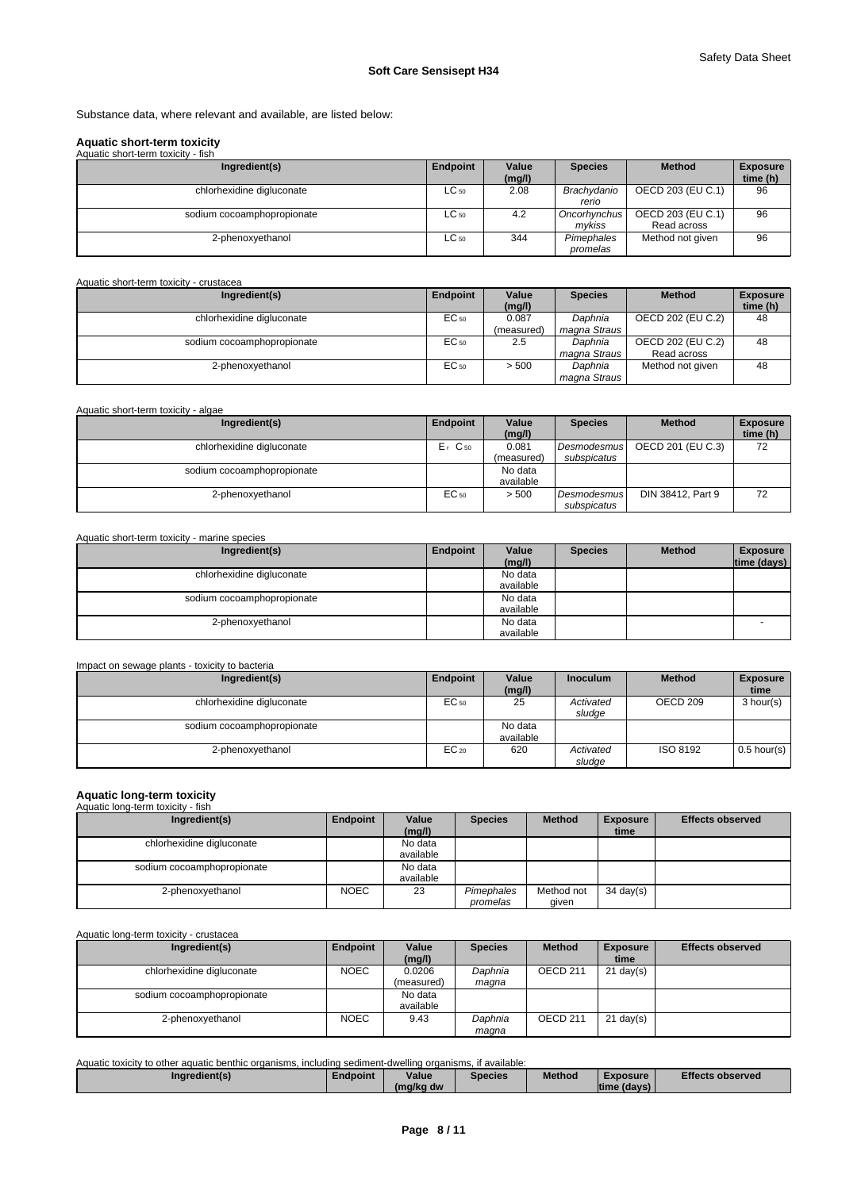Substance data, where relevant and available, are listed below:

## Aquatic short-term toxicity

Aquatic short-term toxicity - fish

| Ingredient(s) | Endpoint | Value (mg/l) | Species | Method | Exposure time (h) |
|---|---|---|---|---|---|
| chlorhexidine digluconate | $LC_{50}$ | 2.08 | *Brachydanio rerio* | OECD 203 (EU C.1) | 96 |
| sodium cocoamphopropionate | $LC_{50}$ | 4.2 | *Oncorhynchus mykiss* | OECD 203 (EU C.1) Read across | 96 |
| 2-phenoxyethanol | $LC_{50}$ | 344 | *Pimephales promelas* | Method not given | 96 |

Aquatic short-term toxicity - crustacea

| Ingredient(s) | Endpoint | Value (mg/l) | Species | Method | Exposure time (h) |
|---|---|---|---|---|---|
| chlorhexidine digluconate | $EC_{50}$ | 0.087 (measured) | *Daphnia magna Straus* | OECD 202 (EU C.2) | 48 |
| sodium cocoamphopropionate | $EC_{50}$ | 2.5 | *Daphnia magna Straus* | OECD 202 (EU C.2) Read across | 48 |
| 2-phenoxyethanol | $EC_{50}$ | > 500 | *Daphnia magna Straus* | Method not given | 48 |

Aquatic short-term toxicity - algae

| Ingredient(s) | Endpoint | Value (mg/l) | Species | Method | Exposure time (h) |
|---|---|---|---|---|---|
| chlorhexidine digluconate | $E_rC_{50}$ | 0.081 (measured) | *Desmodesmus subspicatus* | OECD 201 (EU C.3) | 72 |
| sodium cocoamphopropionate | | No data available | | | |
| 2-phenoxyethanol | $EC_{50}$ | > 500 | *Desmodesmus subspicatus* | DIN 38412, Part 9 | 72 |

Aquatic short-term toxicity - marine species

| Ingredient(s) | Endpoint | Value (mg/l) | Species | Method | Exposure time (days) |
|---|---|---|---|---|---|
| chlorhexidine digluconate | | No data available | | | |
| sodium cocoamphopropionate | | No data available | | | |
| 2-phenoxyethanol | | No data available | | | - |

Impact on sewage plants - toxicity to bacteria

| Ingredient(s) | Endpoint | Value (mg/l) | Inoculum | Method | Exposure time |
|---|---|---|---|---|---|
| chlorhexidine digluconate | $EC_{50}$ | 25 | *Activated sludge* | OECD 209 | 3 hour(s) |
| sodium cocoamphopropionate | | No data available | | | |
| 2-phenoxyethanol | $EC_{20}$ | 620 | *Activated sludge* | ISO 8192 | 0.5 hour(s) |

## Aquatic long-term toxicity

Aquatic long-term toxicity - fish

| Ingredient(s) | Endpoint | Value (mg/l) | Species | Method | Exposure time | Effects observed |
|---|---|---|---|---|---|---|
| chlorhexidine digluconate | | No data available | | | | |
| sodium cocoamphopropionate | | No data available | | | | |
| 2-phenoxyethanol | NOEC | 23 | *Pimephales promelas* | Method not given | 34 day(s) | |

Aquatic long-term toxicity - crustacea

| Ingredient(s) | Endpoint | Value (mg/l) | Species | Method | Exposure time | Effects observed |
|---|---|---|---|---|---|---|
| chlorhexidine digluconate | NOEC | 0.0206 (measured) | *Daphnia magna* | OECD 211 | 21 day(s) | |
| sodium cocoamphopropionate | | No data available | | | | |
| 2-phenoxyethanol | NOEC | 9.43 | *Daphnia magna* | OECD 211 | 21 day(s) | |

Aquatic toxicity to other aquatic benthic organisms, including sediment-dwelling organisms, if available:

| Ingredient(s) | Endpoint | Value (mg/kg dw | Species | Method | Exposure time (days) | Effects observed |
|---|---|---|---|---|---|---|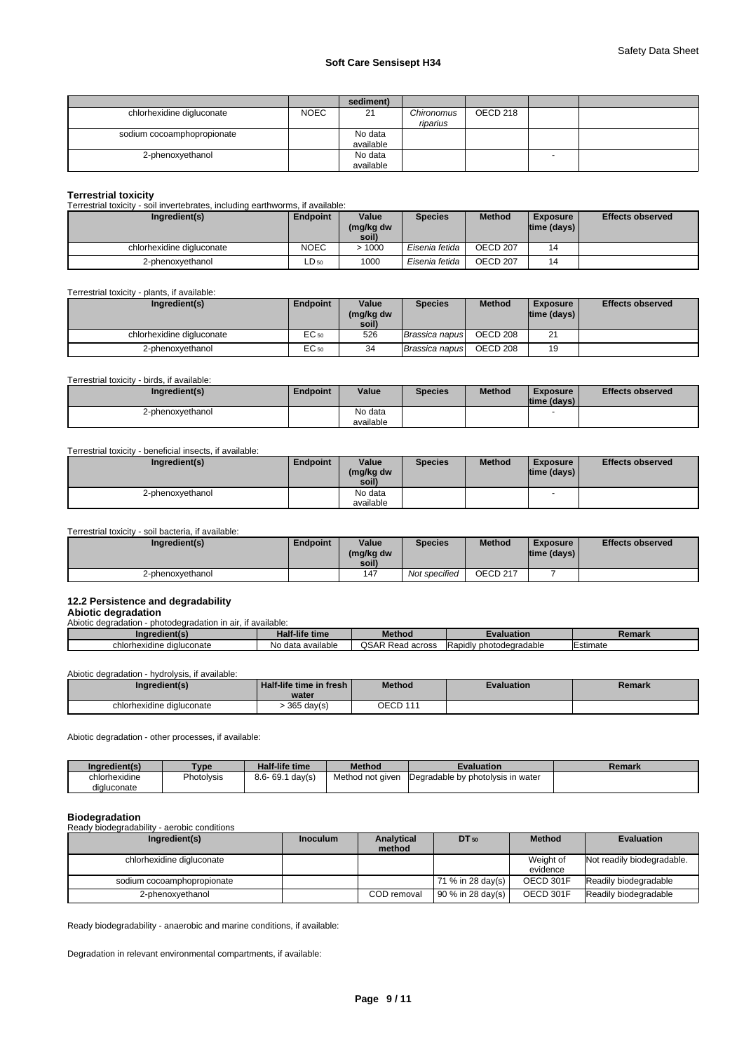| | | sediment) | | | | |
|---|---|---|---|---|---|---|
| chlorhexidine digluconate | NOEC | 21 | *Chironomus riparius* | OECD 218 | | |
| sodium cocoamphopropionate | | No data available | | | | |
| 2-phenoxyethanol | | No data available | | | - | |

**Terrestrial toxicity**

Terrestrial toxicity - soil invertebrates, including earthworms, if available:

| Ingredient(s) | Endpoint | Value (mg/kg dw soil) | Species | Method | Exposure time (days) | Effects observed |
|---|---|---|---|---|---|---|
| chlorhexidine digluconate | NOEC | > 1000 | *Eisenia fetida* | OECD 207 | 14 | |
| 2-phenoxyethanol | $LD_{50}$ | 1000 | *Eisenia fetida* | OECD 207 | 14 | |

Terrestrial toxicity - plants, if available:

| Ingredient(s) | Endpoint | Value (mg/kg dw soil) | Species | Method | Exposure time (days) | Effects observed |
|---|---|---|---|---|---|---|
| chlorhexidine digluconate | $EC_{50}$ | 526 | *Brassica napus* | OECD 208 | 21 | |
| 2-phenoxyethanol | $EC_{50}$ | 34 | *Brassica napus* | OECD 208 | 19 | |

Terrestrial toxicity - birds, if available:

| Ingredient(s) | Endpoint | Value | Species | Method | Exposure time (days) | Effects observed |
|---|---|---|---|---|---|---|
| 2-phenoxyethanol | | No data available | | | - | |

Terrestrial toxicity - beneficial insects, if available:

| Ingredient(s) | Endpoint | Value (mg/kg dw soil) | Species | Method | Exposure time (days) | Effects observed |
|---|---|---|---|---|---|---|
| 2-phenoxyethanol | | No data available | | | - | |

Terrestrial toxicity - soil bacteria, if available:

| Ingredient(s) | Endpoint | Value (mg/kg dw soil) | Species | Method | Exposure time (days) | Effects observed |
|---|---|---|---|---|---|---|
| 2-phenoxyethanol | | 147 | *Not specified* | OECD 217 | 7 | |

## 12.2 Persistence and degradability

**Abiotic degradation**

Abiotic degradation - photodegradation in air, if available:

| Ingredient(s) | Half-life time | Method | Evaluation | Remark |
|---|---|---|---|---|
| chlorhexidine digluconate | No data available | QSAR Read across | Rapidly photodegradable | Estimate |

Abiotic degradation - hydrolysis, if available:

| Ingredient(s) | Half-life time in fresh water | Method | Evaluation | Remark |
|---|---|---|---|---|
| chlorhexidine digluconate | > 365 day(s) | OECD 111 | | |

Abiotic degradation - other processes, if available:

| Ingredient(s) | Type | Half-life time | Method | Evaluation | Remark |
|---|---|---|---|---|---|
| chlorhexidine digluconate | Photolysis | 8.6- 69.1 day(s) | Method not given | Degradable by photolysis in water | |

**Biodegradation**

Ready biodegradability - aerobic conditions

| Ingredient(s) | Inoculum | Analytical method | $DT_{50}$ | Method | Evaluation |
|---|---|---|---|---|---|
| chlorhexidine digluconate | | | | Weight of evidence | Not readily biodegradable. |
| sodium cocoamphopropionate | | | 71 % in 28 day(s) | OECD 301F | Readily biodegradable |
| 2-phenoxyethanol | | COD removal | 90 % in 28 day(s) | OECD 301F | Readily biodegradable |

Ready biodegradability - anaerobic and marine conditions, if available:

Degradation in relevant environmental compartments, if available: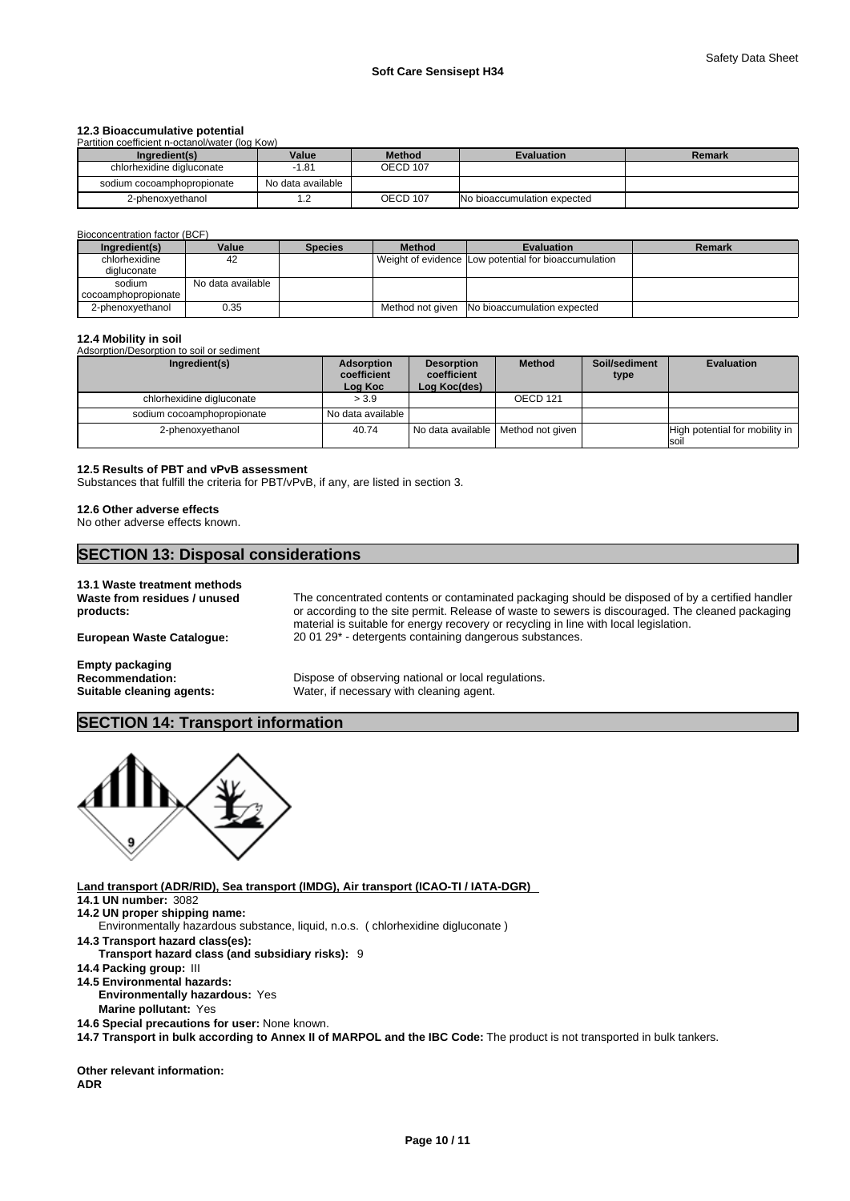### 12.3 Bioaccumulative potential

Partition coefficient n-octanol/water (log Kow)

| Ingredient(s) | Value | Method | Evaluation | Remark |
| --- | --- | --- | --- | --- |
| chlorhexidine digluconate | -1.81 | OECD 107 | | |
| sodium cocoamphopropionate | No data available | | | |
| 2-phenoxyethanol | 1.2 | OECD 107 | No bioaccumulation expected | |

Bioconcentration factor (BCF)

| Ingredient(s) | Value | Species | Method | Evaluation | Remark |
| --- | --- | --- | --- | --- | --- |
| chlorhexidine digluconate | 42 | | Weight of evidence | Low potential for bioaccumulation | |
| sodium cocoamphopropionate | No data available | | | | |
| 2-phenoxyethanol | 0.35 | | Method not given | No bioaccumulation expected | |

### 12.4 Mobility in soil

Adsorption/Desorption to soil or sediment

| Ingredient(s) | Adsorption coefficient Log Koc | Desorption coefficient Log Koc(des) | Method | Soil/sediment type | Evaluation |
| --- | --- | --- | --- | --- | --- |
| chlorhexidine digluconate | > 3.9 | | OECD 121 | | |
| sodium cocoamphopropionate | No data available | | | | |
| 2-phenoxyethanol | 40.74 | No data available | Method not given | | High potential for mobility in soil |

### 12.5 Results of PBT and vPvB assessment

Substances that fulfill the criteria for PBT/vPvB, if any, are listed in section 3.

### 12.6 Other adverse effects

No other adverse effects known.

## SECTION 13: Disposal considerations

**13.1 Waste treatment methods**

**Waste from residues / unused products:** The concentrated contents or contaminated packaging should be disposed of by a certified handler or according to the site permit. Release of waste to sewers is discouraged. The cleaned packaging material is suitable for energy recovery or recycling in line with local legislation.

**European Waste Catalogue:** 20 01 29* - detergents containing dangerous substances.

**Empty packaging**

**Recommendation:** Dispose of observing national or local regulations.

**Suitable cleaning agents:** Water, if necessary with cleaning agent.

## SECTION 14: Transport information

**Land transport (ADR/RID), Sea transport (IMDG), Air transport (ICAO-TI / IATA-DGR)**

**14.1 UN number:** 3082

**14.2 UN proper shipping name:**
Environmentally hazardous substance, liquid, n.o.s. ( chlorhexidine digluconate )

**14.3 Transport hazard class(es):**
**Transport hazard class (and subsidiary risks):** 9

**14.4 Packing group:** III

**14.5 Environmental hazards:**
**Environmentally hazardous:** Yes
**Marine pollutant:** Yes

**14.6 Special precautions for user:** None known.

**14.7 Transport in bulk according to Annex II of MARPOL and the IBC Code:** The product is not transported in bulk tankers.

**Other relevant information:**

**ADR**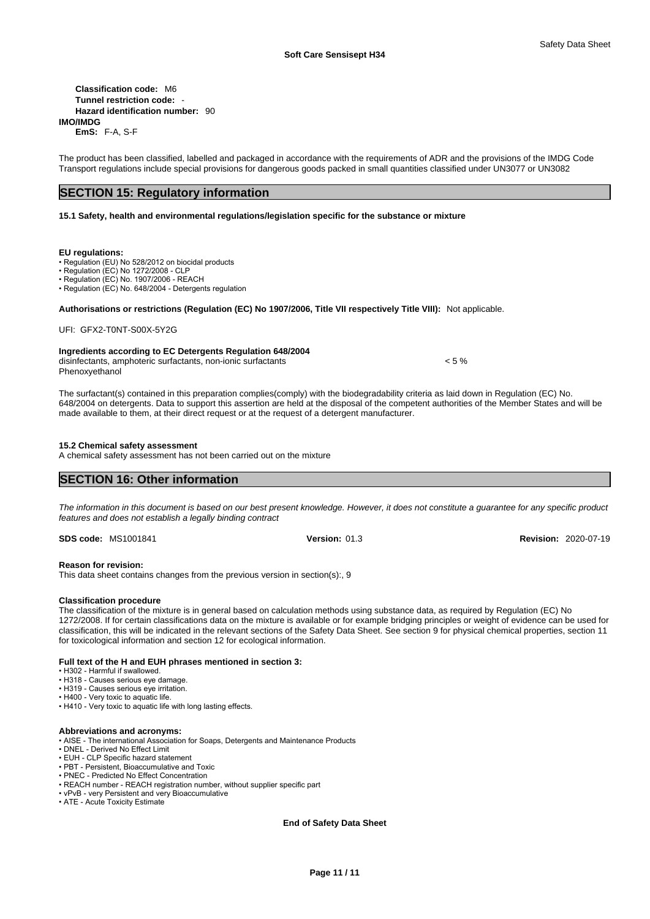**Classification code:** M6
**Tunnel restriction code:** -
**Hazard identification number:** 90

**IMO/IMDG**
**EmS:** F-A, S-F

The product has been classified, labelled and packaged in accordance with the requirements of ADR and the provisions of the IMDG Code
Transport regulations include special provisions for dangerous goods packed in small quantities classified under UN3077 or UN3082

## SECTION 15: Regulatory information

**15.1 Safety, health and environmental regulations/legislation specific for the substance or mixture**

**EU regulations:**

- Regulation (EU) No 528/2012 on biocidal products
- Regulation (EC) No 1272/2008 - CLP
- Regulation (EC) No. 1907/2006 - REACH
- Regulation (EC) No. 648/2004 - Detergents regulation

**Authorisations or restrictions (Regulation (EC) No 1907/2006, Title VII respectively Title VIII):** Not applicable.

UFI: GFX2-T0NT-S00X-5Y2G

**Ingredients according to EC Detergents Regulation 648/2004**

| | |
|---|---|
| disinfectants, amphoteric surfactants, non-ionic surfactants | < 5 % |
| Phenoxyethanol | |

The surfactant(s) contained in this preparation complies(comply) with the biodegradability criteria as laid down in Regulation (EC) No. 648/2004 on detergents. Data to support this assertion are held at the disposal of the competent authorities of the Member States and will be made available to them, at their direct request or at the request of a detergent manufacturer.

**15.2 Chemical safety assessment**
A chemical safety assessment has not been carried out on the mixture

## SECTION 16: Other information

*The information in this document is based on our best present knowledge. However, it does not constitute a guarantee for any specific product features and does not establish a legally binding contract*

**SDS code:** MS1001841 **Version:** 01.3 **Revision:** 2020-07-19

**Reason for revision:**
This data sheet contains changes from the previous version in section(s):, 9

**Classification procedure**
The classification of the mixture is in general based on calculation methods using substance data, as required by Regulation (EC) No 1272/2008. If for certain classifications data on the mixture is available or for example bridging principles or weight of evidence can be used for classification, this will be indicated in the relevant sections of the Safety Data Sheet. See section 9 for physical chemical properties, section 11 for toxicological information and section 12 for ecological information.

**Full text of the H and EUH phrases mentioned in section 3:**

- H302 - Harmful if swallowed.
- H318 - Causes serious eye damage.
- H319 - Causes serious eye irritation.
- H400 - Very toxic to aquatic life.
- H410 - Very toxic to aquatic life with long lasting effects.

**Abbreviations and acronyms:**

- AISE - The international Association for Soaps, Detergents and Maintenance Products
- DNEL - Derived No Effect Limit
- EUH - CLP Specific hazard statement
- PBT - Persistent, Bioaccumulative and Toxic
- PNEC - Predicted No Effect Concentration
- REACH number - REACH registration number, without supplier specific part
- vPvB - very Persistent and very Bioaccumulative
- ATE - Acute Toxicity Estimate

**End of Safety Data Sheet**